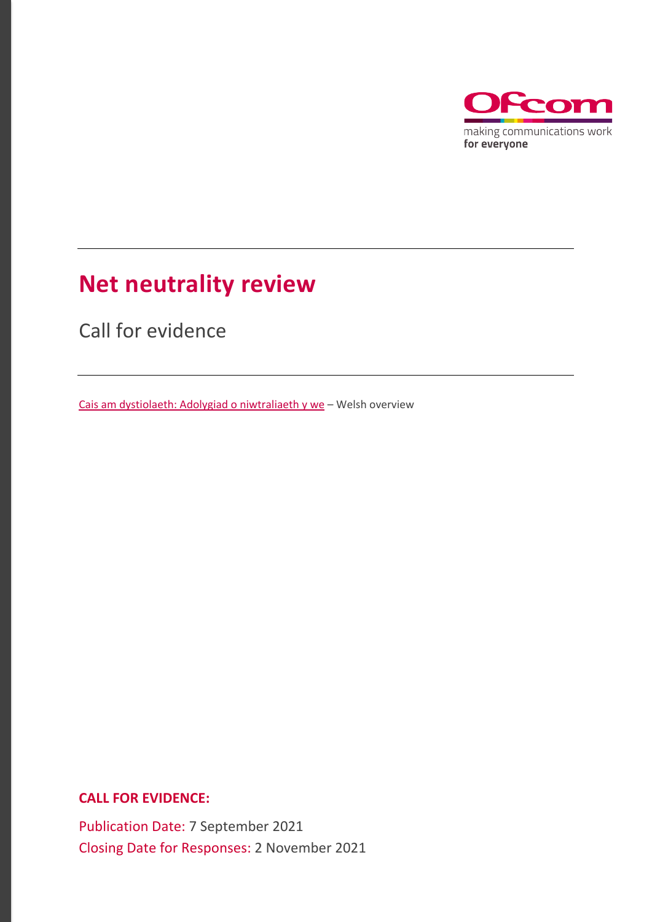# Net neutrality review

Call for evidence

Cais am dystiolaeth: Adolygiad o niwtraliaeth y we – Welsh overview

**CALL FOR EVIDENCE:**

Publication Date: 7 September 2021

Closing Date for Responses: 2 November 2021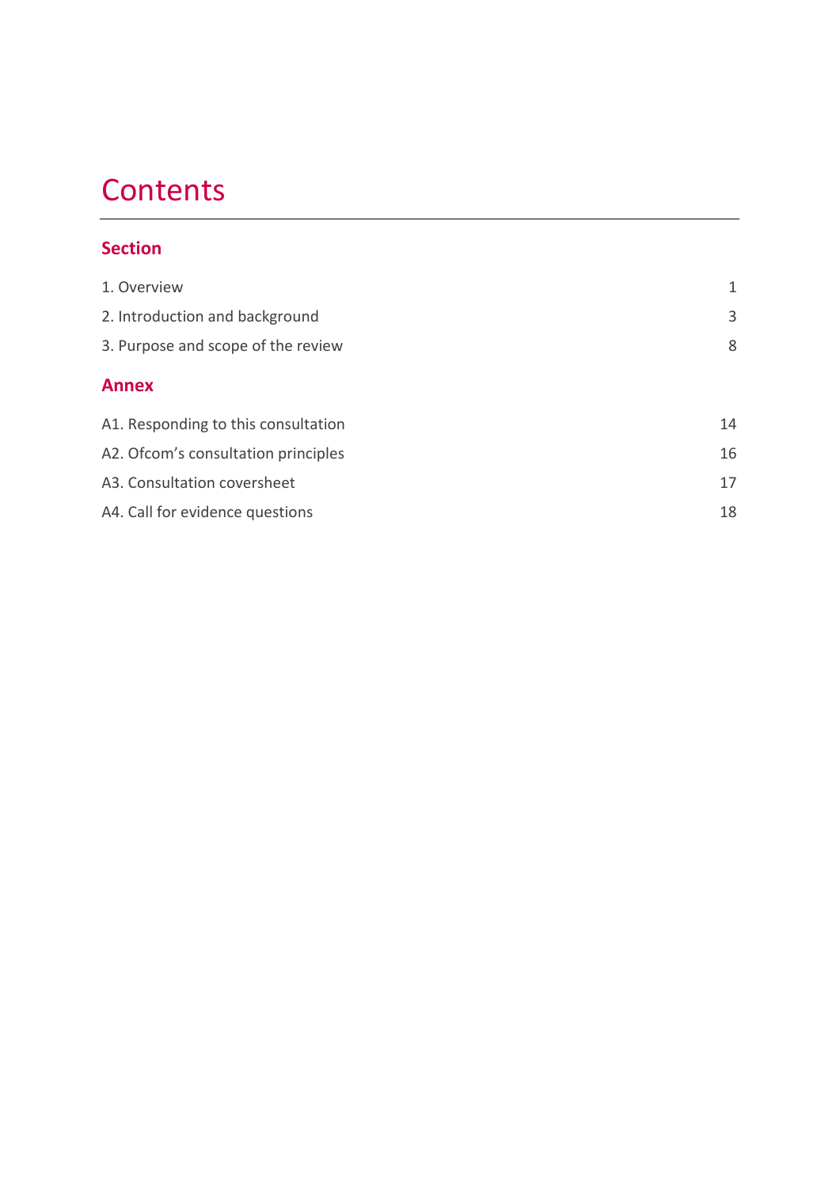# Contents

## Section

1. Overview 1
2. Introduction and background 3
3. Purpose and scope of the review 8

## Annex

A1. Responding to this consultation 14

A2. Ofcom's consultation principles 16

A3. Consultation coversheet 17

A4. Call for evidence questions 18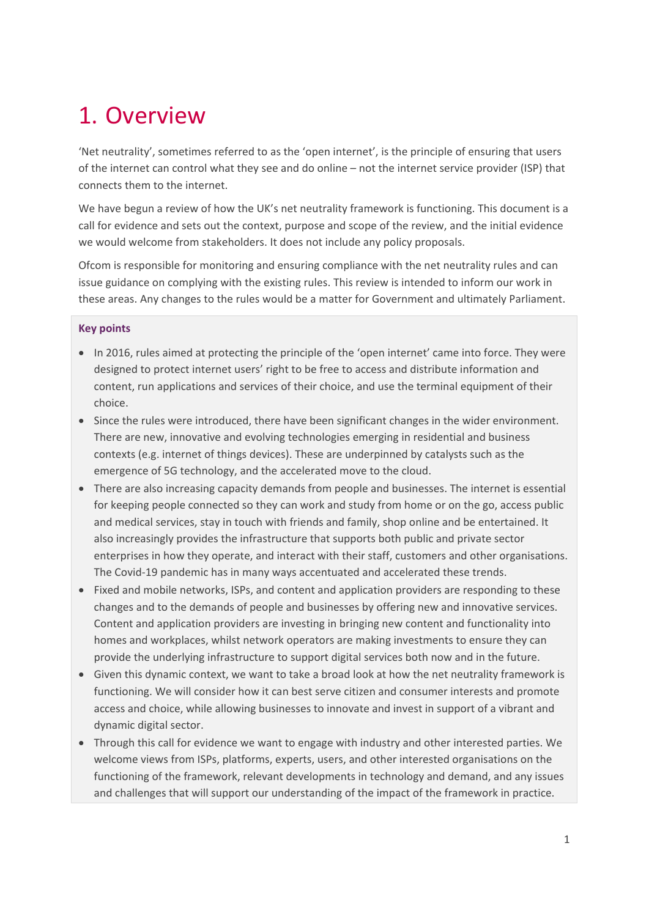# 1. Overview

'Net neutrality', sometimes referred to as the 'open internet', is the principle of ensuring that users of the internet can control what they see and do online – not the internet service provider (ISP) that connects them to the internet.

We have begun a review of how the UK's net neutrality framework is functioning. This document is a call for evidence and sets out the context, purpose and scope of the review, and the initial evidence we would welcome from stakeholders. It does not include any policy proposals.

Ofcom is responsible for monitoring and ensuring compliance with the net neutrality rules and can issue guidance on complying with the existing rules. This review is intended to inform our work in these areas. Any changes to the rules would be a matter for Government and ultimately Parliament.

**Key points**

- In 2016, rules aimed at protecting the principle of the 'open internet' came into force. They were designed to protect internet users' right to be free to access and distribute information and content, run applications and services of their choice, and use the terminal equipment of their choice.
- Since the rules were introduced, there have been significant changes in the wider environment. There are new, innovative and evolving technologies emerging in residential and business contexts (e.g. internet of things devices). These are underpinned by catalysts such as the emergence of 5G technology, and the accelerated move to the cloud.
- There are also increasing capacity demands from people and businesses. The internet is essential for keeping people connected so they can work and study from home or on the go, access public and medical services, stay in touch with friends and family, shop online and be entertained. It also increasingly provides the infrastructure that supports both public and private sector enterprises in how they operate, and interact with their staff, customers and other organisations. The Covid-19 pandemic has in many ways accentuated and accelerated these trends.
- Fixed and mobile networks, ISPs, and content and application providers are responding to these changes and to the demands of people and businesses by offering new and innovative services. Content and application providers are investing in bringing new content and functionality into homes and workplaces, whilst network operators are making investments to ensure they can provide the underlying infrastructure to support digital services both now and in the future.
- Given this dynamic context, we want to take a broad look at how the net neutrality framework is functioning. We will consider how it can best serve citizen and consumer interests and promote access and choice, while allowing businesses to innovate and invest in support of a vibrant and dynamic digital sector.
- Through this call for evidence we want to engage with industry and other interested parties. We welcome views from ISPs, platforms, experts, users, and other interested organisations on the functioning of the framework, relevant developments in technology and demand, and any issues and challenges that will support our understanding of the impact of the framework in practice.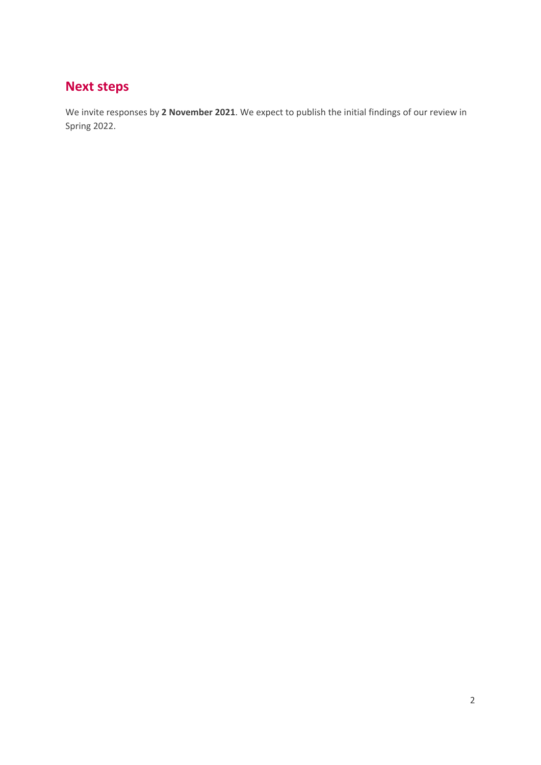## Next steps

We invite responses by **2 November 2021**. We expect to publish the initial findings of our review in Spring 2022.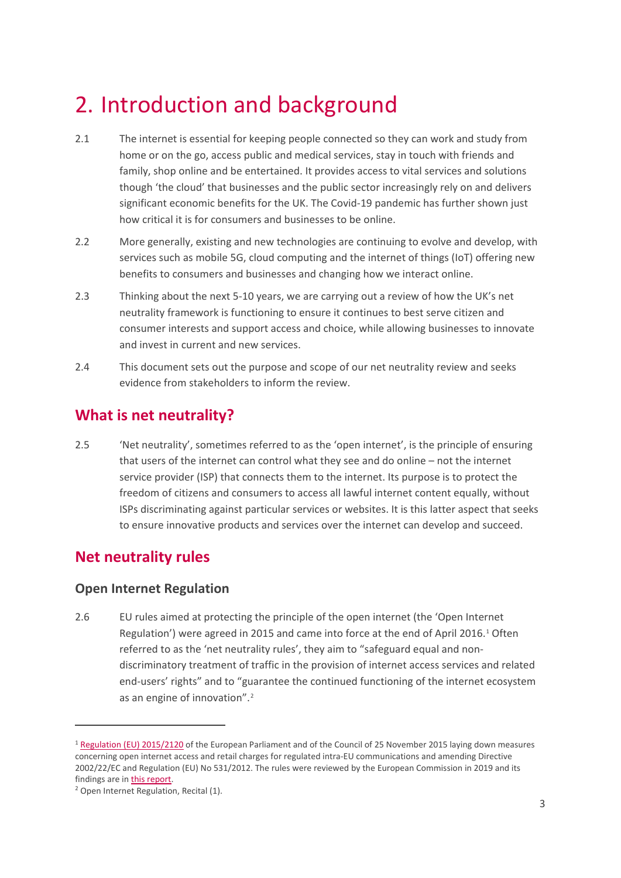# 2. Introduction and background

2.1 The internet is essential for keeping people connected so they can work and study from home or on the go, access public and medical services, stay in touch with friends and family, shop online and be entertained. It provides access to vital services and solutions though 'the cloud' that businesses and the public sector increasingly rely on and delivers significant economic benefits for the UK. The Covid-19 pandemic has further shown just how critical it is for consumers and businesses to be online.

2.2 More generally, existing and new technologies are continuing to evolve and develop, with services such as mobile 5G, cloud computing and the internet of things (IoT) offering new benefits to consumers and businesses and changing how we interact online.

2.3 Thinking about the next 5-10 years, we are carrying out a review of how the UK's net neutrality framework is functioning to ensure it continues to best serve citizen and consumer interests and support access and choice, while allowing businesses to innovate and invest in current and new services.

2.4 This document sets out the purpose and scope of our net neutrality review and seeks evidence from stakeholders to inform the review.

## What is net neutrality?

2.5 'Net neutrality', sometimes referred to as the 'open internet', is the principle of ensuring that users of the internet can control what they see and do online – not the internet service provider (ISP) that connects them to the internet. Its purpose is to protect the freedom of citizens and consumers to access all lawful internet content equally, without ISPs discriminating against particular services or websites. It is this latter aspect that seeks to ensure innovative products and services over the internet can develop and succeed.

## Net neutrality rules

### Open Internet Regulation

2.6 EU rules aimed at protecting the principle of the open internet (the 'Open Internet Regulation') were agreed in 2015 and came into force at the end of April 2016.[1] Often referred to as the 'net neutrality rules', they aim to "safeguard equal and non-discriminatory treatment of traffic in the provision of internet access services and related end-users' rights" and to "guarantee the continued functioning of the internet ecosystem as an engine of innovation".[2]

---

[1] Regulation (EU) 2015/2120 of the European Parliament and of the Council of 25 November 2015 laying down measures concerning open internet access and retail charges for regulated intra-EU communications and amending Directive 2002/22/EC and Regulation (EU) No 531/2012. The rules were reviewed by the European Commission in 2019 and its findings are in this report.

[2] Open Internet Regulation, Recital (1).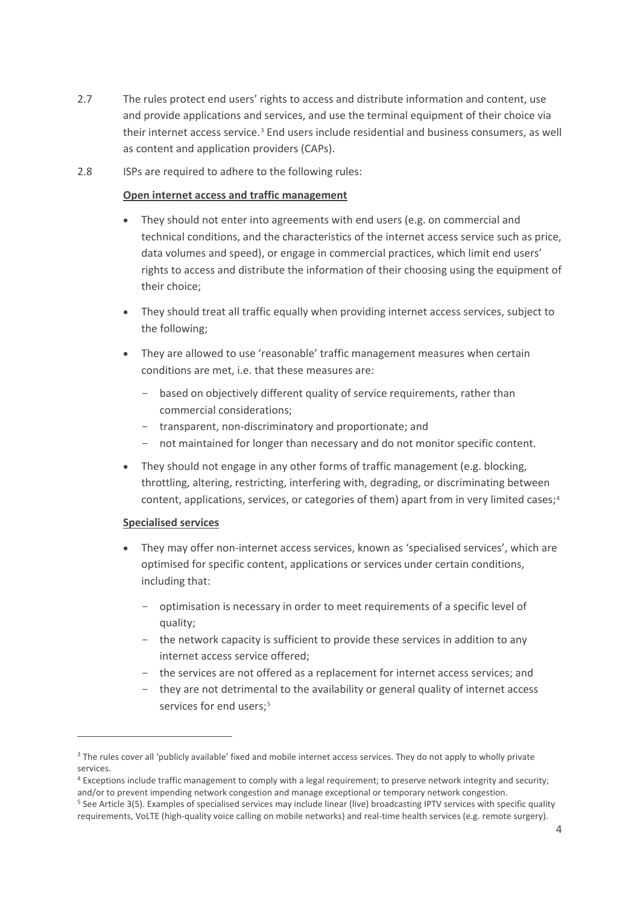2.7 The rules protect end users' rights to access and distribute information and content, use and provide applications and services, and use the terminal equipment of their choice via their internet access service.[3] End users include residential and business consumers, as well as content and application providers (CAPs).

2.8 ISPs are required to adhere to the following rules:

**Open internet access and traffic management**

- They should not enter into agreements with end users (e.g. on commercial and technical conditions, and the characteristics of the internet access service such as price, data volumes and speed), or engage in commercial practices, which limit end users' rights to access and distribute the information of their choosing using the equipment of their choice;
- They should treat all traffic equally when providing internet access services, subject to the following;
- They are allowed to use 'reasonable' traffic management measures when certain conditions are met, i.e. that these measures are:
  - based on objectively different quality of service requirements, rather than commercial considerations;
  - transparent, non-discriminatory and proportionate; and
  - not maintained for longer than necessary and do not monitor specific content.
- They should not engage in any other forms of traffic management (e.g. blocking, throttling, altering, restricting, interfering with, degrading, or discriminating between content, applications, services, or categories of them) apart from in very limited cases;[4]

**Specialised services**

- They may offer non-internet access services, known as 'specialised services', which are optimised for specific content, applications or services under certain conditions, including that:
  - optimisation is necessary in order to meet requirements of a specific level of quality;
  - the network capacity is sufficient to provide these services in addition to any internet access service offered;
  - the services are not offered as a replacement for internet access services; and
  - they are not detrimental to the availability or general quality of internet access services for end users;[5]

---

[3] The rules cover all 'publicly available' fixed and mobile internet access services. They do not apply to wholly private services.

[4] Exceptions include traffic management to comply with a legal requirement; to preserve network integrity and security; and/or to prevent impending network congestion and manage exceptional or temporary network congestion.

[5] See Article 3(5). Examples of specialised services may include linear (live) broadcasting IPTV services with specific quality requirements, VoLTE (high-quality voice calling on mobile networks) and real-time health services (e.g. remote surgery).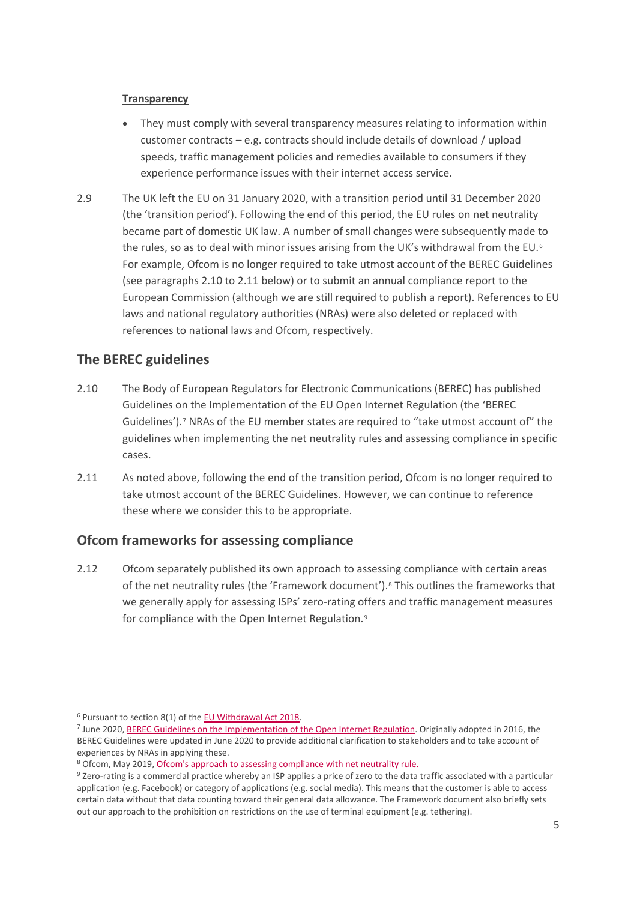**Transparency**

- They must comply with several transparency measures relating to information within customer contracts – e.g. contracts should include details of download / upload speeds, traffic management policies and remedies available to consumers if they experience performance issues with their internet access service.

2.9 The UK left the EU on 31 January 2020, with a transition period until 31 December 2020 (the 'transition period'). Following the end of this period, the EU rules on net neutrality became part of domestic UK law. A number of small changes were subsequently made to the rules, so as to deal with minor issues arising from the UK's withdrawal from the EU.[6] For example, Ofcom is no longer required to take utmost account of the BEREC Guidelines (see paragraphs 2.10 to 2.11 below) or to submit an annual compliance report to the European Commission (although we are still required to publish a report). References to EU laws and national regulatory authorities (NRAs) were also deleted or replaced with references to national laws and Ofcom, respectively.

## The BEREC guidelines

2.10 The Body of European Regulators for Electronic Communications (BEREC) has published Guidelines on the Implementation of the EU Open Internet Regulation (the 'BEREC Guidelines').[7] NRAs of the EU member states are required to "take utmost account of" the guidelines when implementing the net neutrality rules and assessing compliance in specific cases.

2.11 As noted above, following the end of the transition period, Ofcom is no longer required to take utmost account of the BEREC Guidelines. However, we can continue to reference these where we consider this to be appropriate.

## Ofcom frameworks for assessing compliance

2.12 Ofcom separately published its own approach to assessing compliance with certain areas of the net neutrality rules (the 'Framework document').[8] This outlines the frameworks that we generally apply for assessing ISPs' zero-rating offers and traffic management measures for compliance with the Open Internet Regulation.[9]

---

[6] Pursuant to section 8(1) of the EU Withdrawal Act 2018.

[7] June 2020, BEREC Guidelines on the Implementation of the Open Internet Regulation. Originally adopted in 2016, the BEREC Guidelines were updated in June 2020 to provide additional clarification to stakeholders and to take account of experiences by NRAs in applying these.

[8] Ofcom, May 2019, Ofcom's approach to assessing compliance with net neutrality rule.

[9] Zero-rating is a commercial practice whereby an ISP applies a price of zero to the data traffic associated with a particular application (e.g. Facebook) or category of applications (e.g. social media). This means that the customer is able to access certain data without that data counting toward their general data allowance. The Framework document also briefly sets out our approach to the prohibition on restrictions on the use of terminal equipment (e.g. tethering).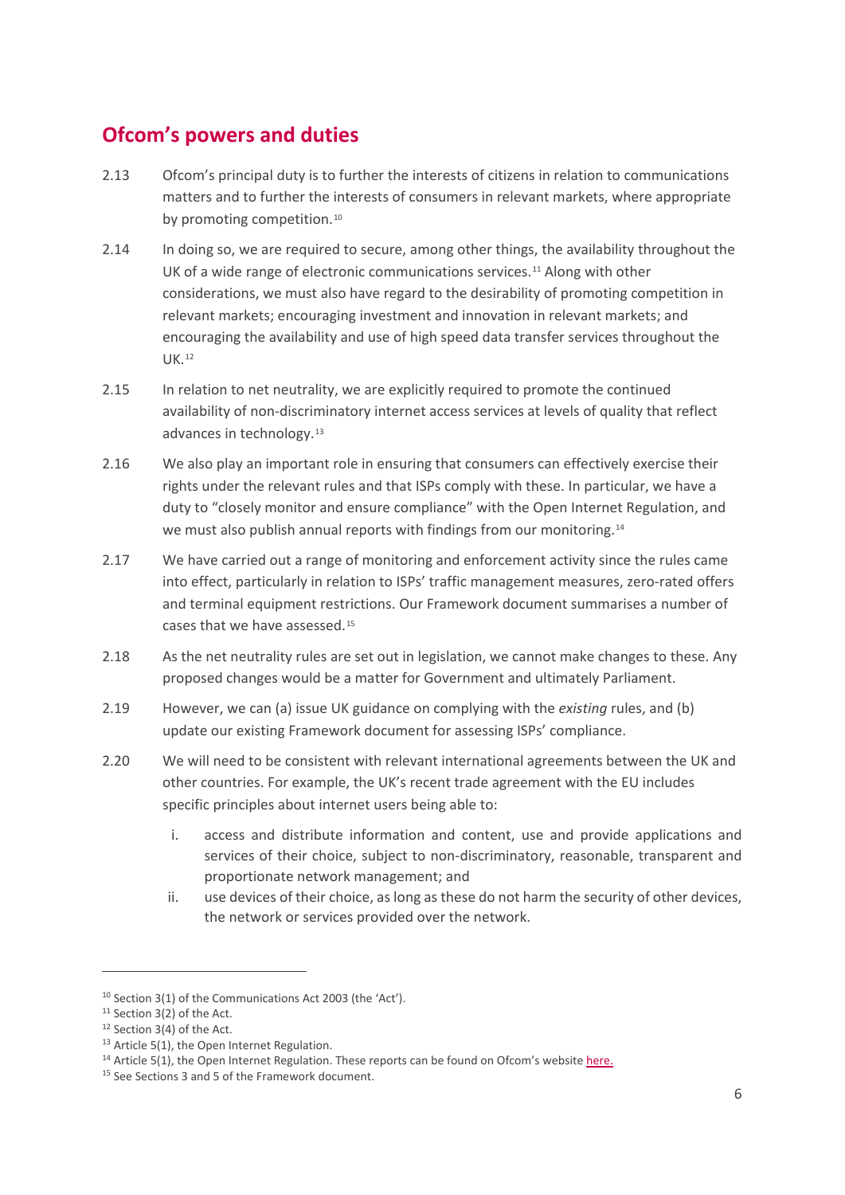## Ofcom's powers and duties

2.13 Ofcom's principal duty is to further the interests of citizens in relation to communications matters and to further the interests of consumers in relevant markets, where appropriate by promoting competition.[10]

2.14 In doing so, we are required to secure, among other things, the availability throughout the UK of a wide range of electronic communications services.[11] Along with other considerations, we must also have regard to the desirability of promoting competition in relevant markets; encouraging investment and innovation in relevant markets; and encouraging the availability and use of high speed data transfer services throughout the UK.[12]

2.15 In relation to net neutrality, we are explicitly required to promote the continued availability of non-discriminatory internet access services at levels of quality that reflect advances in technology.[13]

2.16 We also play an important role in ensuring that consumers can effectively exercise their rights under the relevant rules and that ISPs comply with these. In particular, we have a duty to "closely monitor and ensure compliance" with the Open Internet Regulation, and we must also publish annual reports with findings from our monitoring.[14]

2.17 We have carried out a range of monitoring and enforcement activity since the rules came into effect, particularly in relation to ISPs' traffic management measures, zero-rated offers and terminal equipment restrictions. Our Framework document summarises a number of cases that we have assessed.[15]

2.18 As the net neutrality rules are set out in legislation, we cannot make changes to these. Any proposed changes would be a matter for Government and ultimately Parliament.

2.19 However, we can (a) issue UK guidance on complying with the *existing* rules, and (b) update our existing Framework document for assessing ISPs' compliance.

2.20 We will need to be consistent with relevant international agreements between the UK and other countries. For example, the UK's recent trade agreement with the EU includes specific principles about internet users being able to:

i. access and distribute information and content, use and provide applications and services of their choice, subject to non-discriminatory, reasonable, transparent and proportionate network management; and

ii. use devices of their choice, as long as these do not harm the security of other devices, the network or services provided over the network.

---

[10] Section 3(1) of the Communications Act 2003 (the 'Act').

[11] Section 3(2) of the Act.

[12] Section 3(4) of the Act.

[13] Article 5(1), the Open Internet Regulation.

[14] Article 5(1), the Open Internet Regulation. These reports can be found on Ofcom's website here.

[15] See Sections 3 and 5 of the Framework document.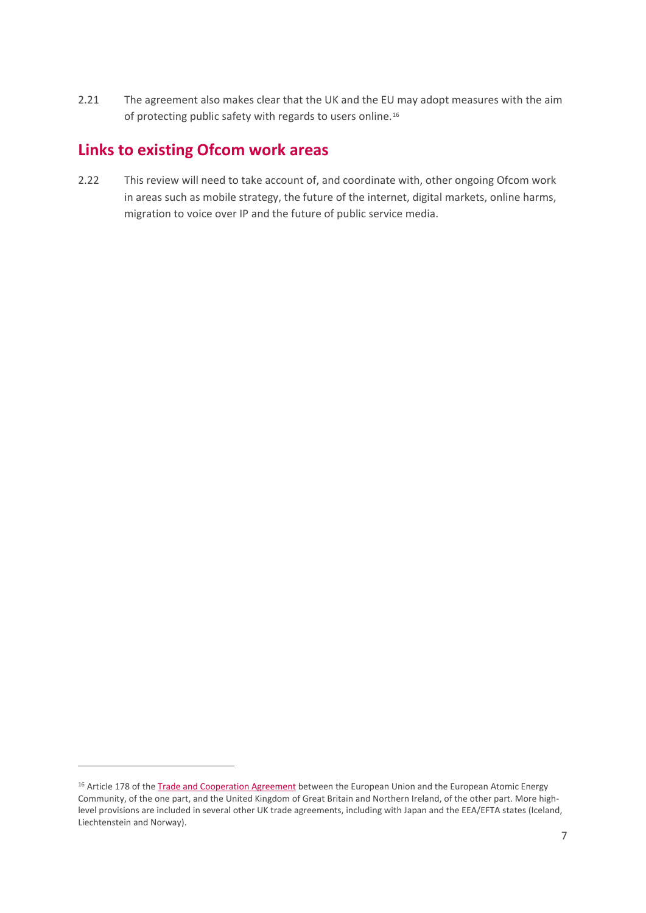2.21 The agreement also makes clear that the UK and the EU may adopt measures with the aim of protecting public safety with regards to users online.[16]

## Links to existing Ofcom work areas

2.22 This review will need to take account of, and coordinate with, other ongoing Ofcom work in areas such as mobile strategy, the future of the internet, digital markets, online harms, migration to voice over IP and the future of public service media.

---

[16] Article 178 of the Trade and Cooperation Agreement between the European Union and the European Atomic Energy Community, of the one part, and the United Kingdom of Great Britain and Northern Ireland, of the other part. More high-level provisions are included in several other UK trade agreements, including with Japan and the EEA/EFTA states (Iceland, Liechtenstein and Norway).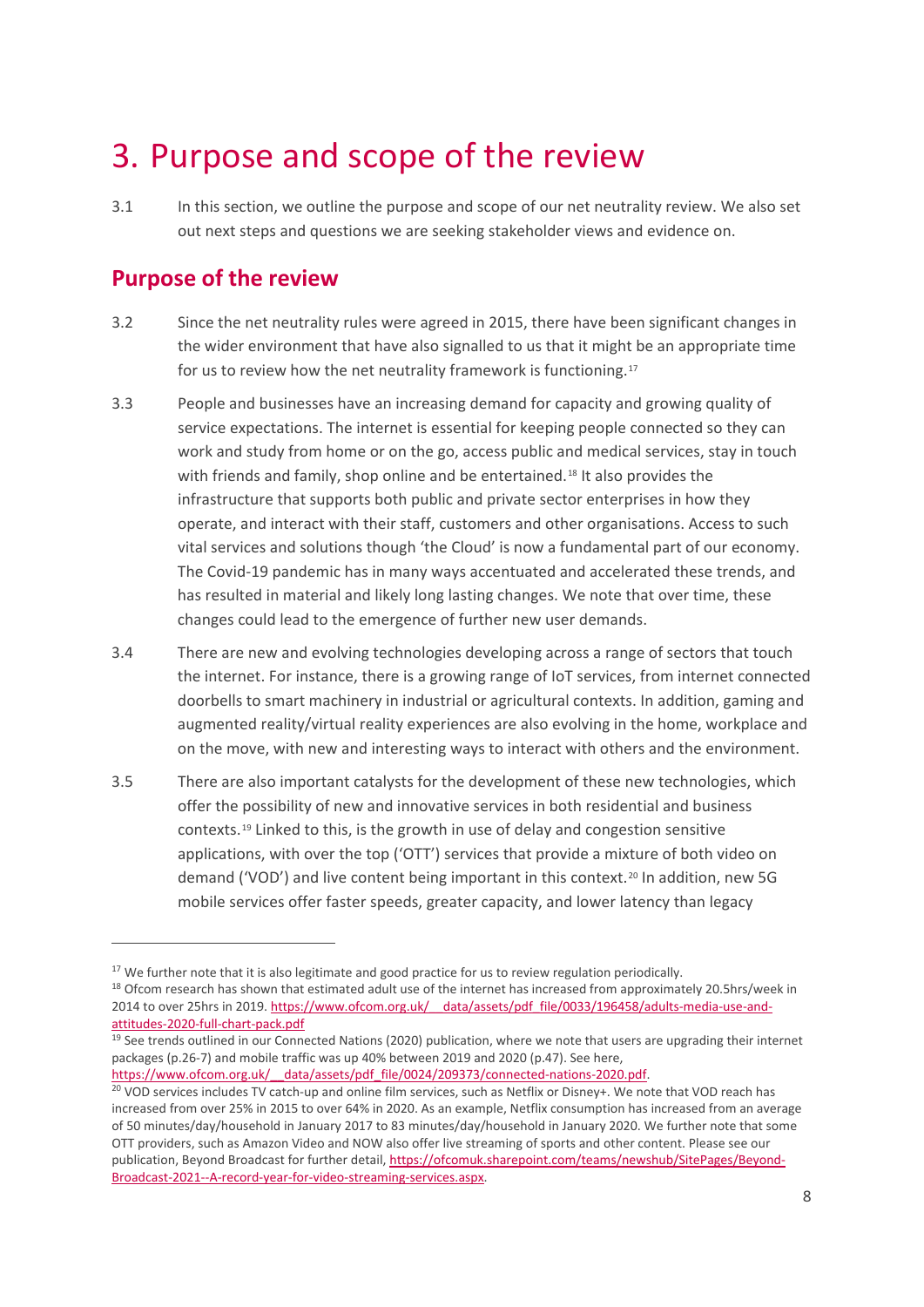# 3. Purpose and scope of the review

3.1 In this section, we outline the purpose and scope of our net neutrality review. We also set out next steps and questions we are seeking stakeholder views and evidence on.

## Purpose of the review

3.2 Since the net neutrality rules were agreed in 2015, there have been significant changes in the wider environment that have also signalled to us that it might be an appropriate time for us to review how the net neutrality framework is functioning.[17]

3.3 People and businesses have an increasing demand for capacity and growing quality of service expectations. The internet is essential for keeping people connected so they can work and study from home or on the go, access public and medical services, stay in touch with friends and family, shop online and be entertained.[18] It also provides the infrastructure that supports both public and private sector enterprises in how they operate, and interact with their staff, customers and other organisations. Access to such vital services and solutions though 'the Cloud' is now a fundamental part of our economy. The Covid-19 pandemic has in many ways accentuated and accelerated these trends, and has resulted in material and likely long lasting changes. We note that over time, these changes could lead to the emergence of further new user demands.

3.4 There are new and evolving technologies developing across a range of sectors that touch the internet. For instance, there is a growing range of IoT services, from internet connected doorbells to smart machinery in industrial or agricultural contexts. In addition, gaming and augmented reality/virtual reality experiences are also evolving in the home, workplace and on the move, with new and interesting ways to interact with others and the environment.

3.5 There are also important catalysts for the development of these new technologies, which offer the possibility of new and innovative services in both residential and business contexts.[19] Linked to this, is the growth in use of delay and congestion sensitive applications, with over the top ('OTT') services that provide a mixture of both video on demand ('VOD') and live content being important in this context.[20] In addition, new 5G mobile services offer faster speeds, greater capacity, and lower latency than legacy

---

[17] We further note that it is also legitimate and good practice for us to review regulation periodically.

[18] Ofcom research has shown that estimated adult use of the internet has increased from approximately 20.5hrs/week in 2014 to over 25hrs in 2019. https://www.ofcom.org.uk/__data/assets/pdf_file/0033/196458/adults-media-use-and-attitudes-2020-full-chart-pack.pdf

[19] See trends outlined in our Connected Nations (2020) publication, where we note that users are upgrading their internet packages (p.26-7) and mobile traffic was up 40% between 2019 and 2020 (p.47). See here, https://www.ofcom.org.uk/__data/assets/pdf_file/0024/209373/connected-nations-2020.pdf.

[20] VOD services includes TV catch-up and online film services, such as Netflix or Disney+. We note that VOD reach has increased from over 25% in 2015 to over 64% in 2020. As an example, Netflix consumption has increased from an average of 50 minutes/day/household in January 2017 to 83 minutes/day/household in January 2020. We further note that some OTT providers, such as Amazon Video and NOW also offer live streaming of sports and other content. Please see our publication, Beyond Broadcast for further detail, https://ofcomuk.sharepoint.com/teams/newshub/SitePages/Beyond-Broadcast-2021--A-record-year-for-video-streaming-services.aspx.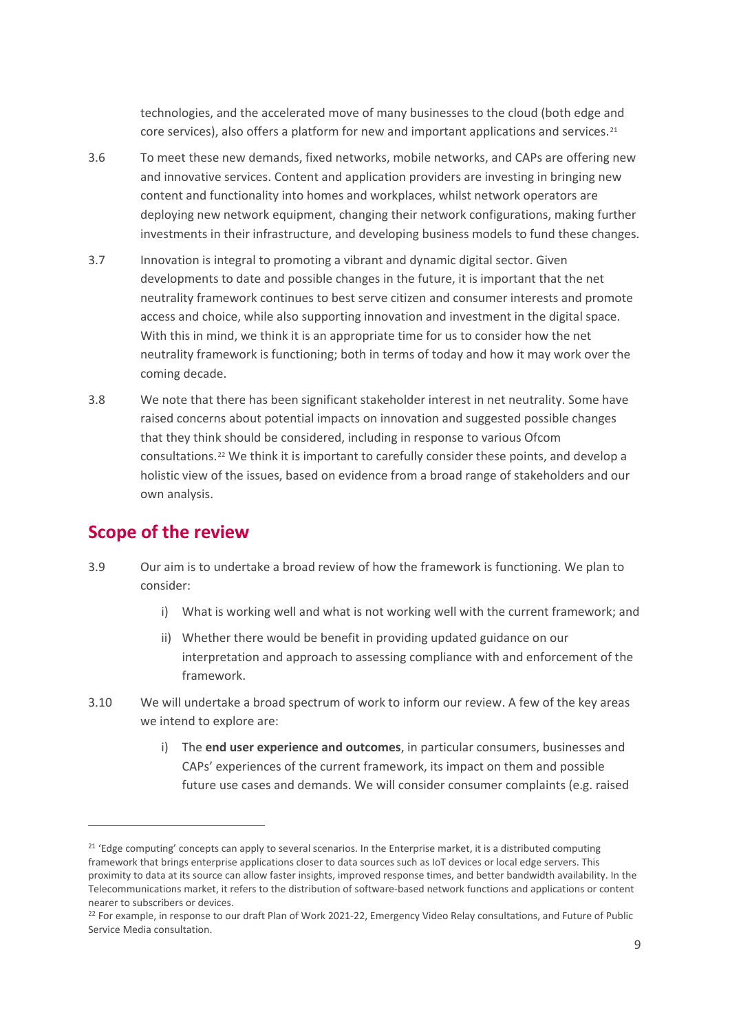technologies, and the accelerated move of many businesses to the cloud (both edge and core services), also offers a platform for new and important applications and services.[21]

3.6 To meet these new demands, fixed networks, mobile networks, and CAPs are offering new and innovative services. Content and application providers are investing in bringing new content and functionality into homes and workplaces, whilst network operators are deploying new network equipment, changing their network configurations, making further investments in their infrastructure, and developing business models to fund these changes.

3.7 Innovation is integral to promoting a vibrant and dynamic digital sector. Given developments to date and possible changes in the future, it is important that the net neutrality framework continues to best serve citizen and consumer interests and promote access and choice, while also supporting innovation and investment in the digital space. With this in mind, we think it is an appropriate time for us to consider how the net neutrality framework is functioning; both in terms of today and how it may work over the coming decade.

3.8 We note that there has been significant stakeholder interest in net neutrality. Some have raised concerns about potential impacts on innovation and suggested possible changes that they think should be considered, including in response to various Ofcom consultations.[22] We think it is important to carefully consider these points, and develop a holistic view of the issues, based on evidence from a broad range of stakeholders and our own analysis.

## Scope of the review

3.9 Our aim is to undertake a broad review of how the framework is functioning. We plan to consider:

i) What is working well and what is not working well with the current framework; and

ii) Whether there would be benefit in providing updated guidance on our interpretation and approach to assessing compliance with and enforcement of the framework.

3.10 We will undertake a broad spectrum of work to inform our review. A few of the key areas we intend to explore are:

i) The **end user experience and outcomes**, in particular consumers, businesses and CAPs' experiences of the current framework, its impact on them and possible future use cases and demands. We will consider consumer complaints (e.g. raised

---

[21] 'Edge computing' concepts can apply to several scenarios. In the Enterprise market, it is a distributed computing framework that brings enterprise applications closer to data sources such as IoT devices or local edge servers. This proximity to data at its source can allow faster insights, improved response times, and better bandwidth availability. In the Telecommunications market, it refers to the distribution of software-based network functions and applications or content nearer to subscribers or devices.

[22] For example, in response to our draft Plan of Work 2021-22, Emergency Video Relay consultations, and Future of Public Service Media consultation.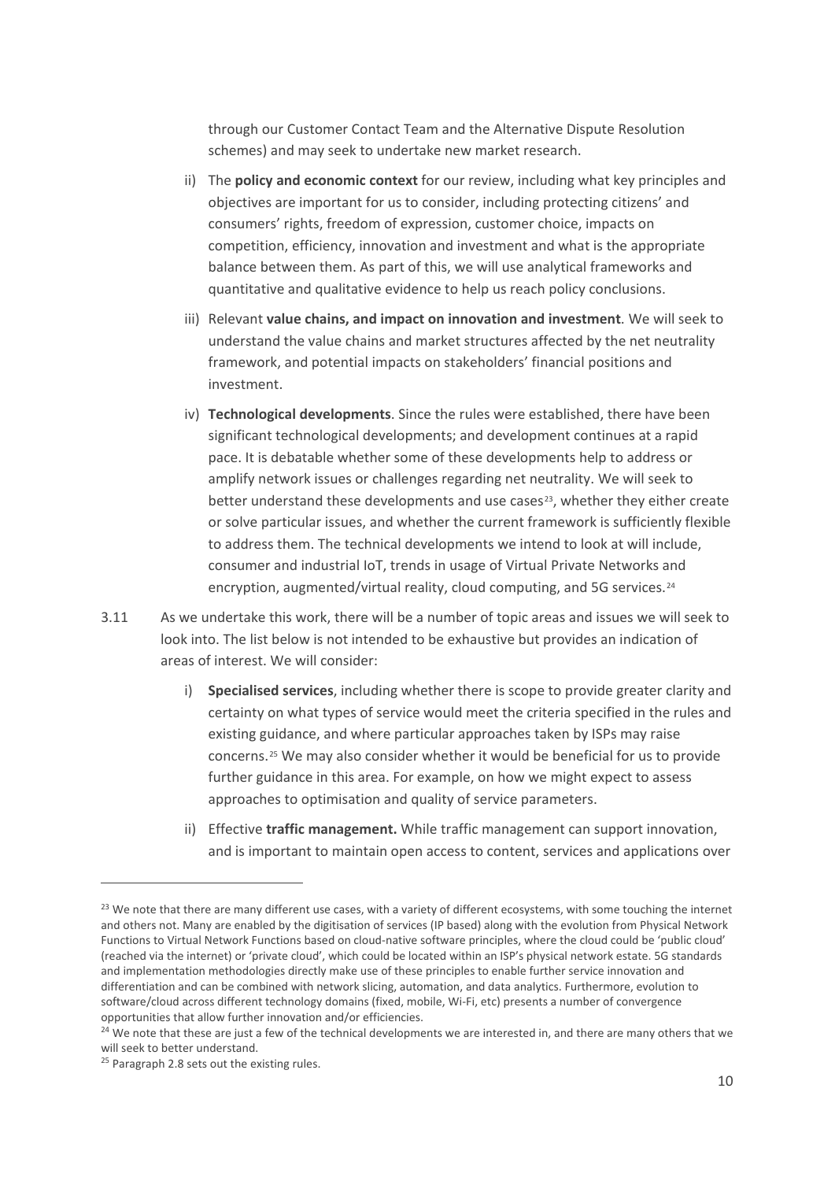through our Customer Contact Team and the Alternative Dispute Resolution schemes) and may seek to undertake new market research.

ii) The **policy and economic context** for our review, including what key principles and objectives are important for us to consider, including protecting citizens' and consumers' rights, freedom of expression, customer choice, impacts on competition, efficiency, innovation and investment and what is the appropriate balance between them. As part of this, we will use analytical frameworks and quantitative and qualitative evidence to help us reach policy conclusions.

iii) Relevant **value chains, and impact on innovation and investment**. We will seek to understand the value chains and market structures affected by the net neutrality framework, and potential impacts on stakeholders' financial positions and investment.

iv) **Technological developments**. Since the rules were established, there have been significant technological developments; and development continues at a rapid pace. It is debatable whether some of these developments help to address or amplify network issues or challenges regarding net neutrality. We will seek to better understand these developments and use cases[23], whether they either create or solve particular issues, and whether the current framework is sufficiently flexible to address them. The technical developments we intend to look at will include, consumer and industrial IoT, trends in usage of Virtual Private Networks and encryption, augmented/virtual reality, cloud computing, and 5G services.[24]

3.11 As we undertake this work, there will be a number of topic areas and issues we will seek to look into. The list below is not intended to be exhaustive but provides an indication of areas of interest. We will consider:

i) **Specialised services**, including whether there is scope to provide greater clarity and certainty on what types of service would meet the criteria specified in the rules and existing guidance, and where particular approaches taken by ISPs may raise concerns.[25] We may also consider whether it would be beneficial for us to provide further guidance in this area. For example, on how we might expect to assess approaches to optimisation and quality of service parameters.

ii) Effective **traffic management.** While traffic management can support innovation, and is important to maintain open access to content, services and applications over

---

[23] We note that there are many different use cases, with a variety of different ecosystems, with some touching the internet and others not. Many are enabled by the digitisation of services (IP based) along with the evolution from Physical Network Functions to Virtual Network Functions based on cloud-native software principles, where the cloud could be 'public cloud' (reached via the internet) or 'private cloud', which could be located within an ISP's physical network estate. 5G standards and implementation methodologies directly make use of these principles to enable further service innovation and differentiation and can be combined with network slicing, automation, and data analytics. Furthermore, evolution to software/cloud across different technology domains (fixed, mobile, Wi-Fi, etc) presents a number of convergence opportunities that allow further innovation and/or efficiencies.

[24] We note that these are just a few of the technical developments we are interested in, and there are many others that we will seek to better understand.

[25] Paragraph 2.8 sets out the existing rules.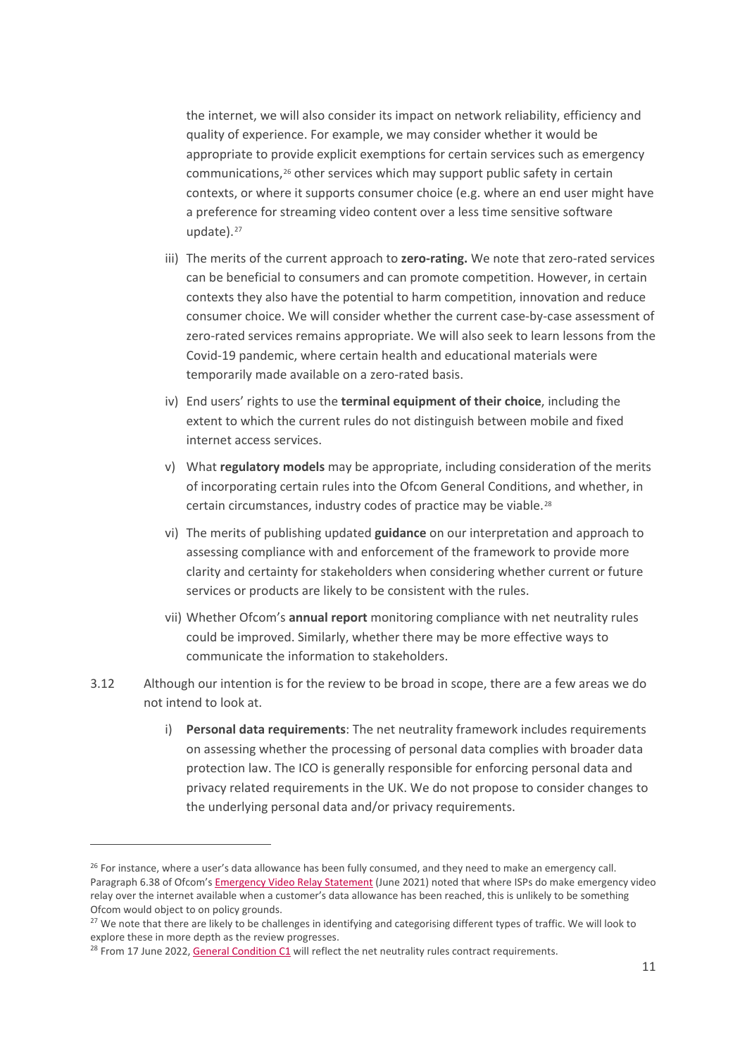the internet, we will also consider its impact on network reliability, efficiency and quality of experience. For example, we may consider whether it would be appropriate to provide explicit exemptions for certain services such as emergency communications,[26] other services which may support public safety in certain contexts, or where it supports consumer choice (e.g. where an end user might have a preference for streaming video content over a less time sensitive software update).[27]

iii) The merits of the current approach to **zero-rating.** We note that zero-rated services can be beneficial to consumers and can promote competition. However, in certain contexts they also have the potential to harm competition, innovation and reduce consumer choice. We will consider whether the current case-by-case assessment of zero-rated services remains appropriate. We will also seek to learn lessons from the Covid-19 pandemic, where certain health and educational materials were temporarily made available on a zero-rated basis.

iv) End users' rights to use the **terminal equipment of their choice**, including the extent to which the current rules do not distinguish between mobile and fixed internet access services.

v) What **regulatory models** may be appropriate, including consideration of the merits of incorporating certain rules into the Ofcom General Conditions, and whether, in certain circumstances, industry codes of practice may be viable.[28]

vi) The merits of publishing updated **guidance** on our interpretation and approach to assessing compliance with and enforcement of the framework to provide more clarity and certainty for stakeholders when considering whether current or future services or products are likely to be consistent with the rules.

vii) Whether Ofcom's **annual report** monitoring compliance with net neutrality rules could be improved. Similarly, whether there may be more effective ways to communicate the information to stakeholders.

3.12 Although our intention is for the review to be broad in scope, there are a few areas we do not intend to look at.

i) **Personal data requirements**: The net neutrality framework includes requirements on assessing whether the processing of personal data complies with broader data protection law. The ICO is generally responsible for enforcing personal data and privacy related requirements in the UK. We do not propose to consider changes to the underlying personal data and/or privacy requirements.

---

[26] For instance, where a user's data allowance has been fully consumed, and they need to make an emergency call. Paragraph 6.38 of Ofcom's Emergency Video Relay Statement (June 2021) noted that where ISPs do make emergency video relay over the internet available when a customer's data allowance has been reached, this is unlikely to be something Ofcom would object to on policy grounds.

[27] We note that there are likely to be challenges in identifying and categorising different types of traffic. We will look to explore these in more depth as the review progresses.

[28] From 17 June 2022, General Condition C1 will reflect the net neutrality rules contract requirements.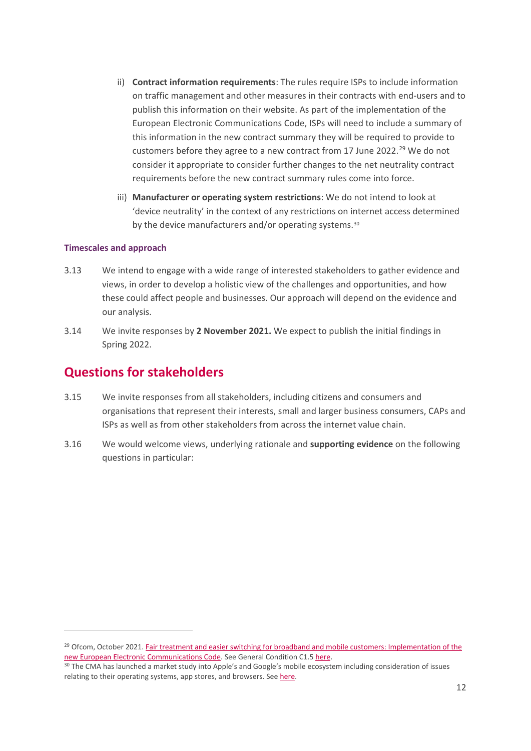ii) **Contract information requirements**: The rules require ISPs to include information on traffic management and other measures in their contracts with end-users and to publish this information on their website. As part of the implementation of the European Electronic Communications Code, ISPs will need to include a summary of this information in the new contract summary they will be required to provide to customers before they agree to a new contract from 17 June 2022.[29] We do not consider it appropriate to consider further changes to the net neutrality contract requirements before the new contract summary rules come into force.

iii) **Manufacturer or operating system restrictions**: We do not intend to look at 'device neutrality' in the context of any restrictions on internet access determined by the device manufacturers and/or operating systems.[30]

#### Timescales and approach

3.13 We intend to engage with a wide range of interested stakeholders to gather evidence and views, in order to develop a holistic view of the challenges and opportunities, and how these could affect people and businesses. Our approach will depend on the evidence and our analysis.

3.14 We invite responses by **2 November 2021.** We expect to publish the initial findings in Spring 2022.

## Questions for stakeholders

3.15 We invite responses from all stakeholders, including citizens and consumers and organisations that represent their interests, small and larger business consumers, CAPs and ISPs as well as from other stakeholders from across the internet value chain.

3.16 We would welcome views, underlying rationale and **supporting evidence** on the following questions in particular:

---

[29] Ofcom, October 2021. Fair treatment and easier switching for broadband and mobile customers: Implementation of the new European Electronic Communications Code. See General Condition C1.5 here.

[30] The CMA has launched a market study into Apple's and Google's mobile ecosystem including consideration of issues relating to their operating systems, app stores, and browsers. See here.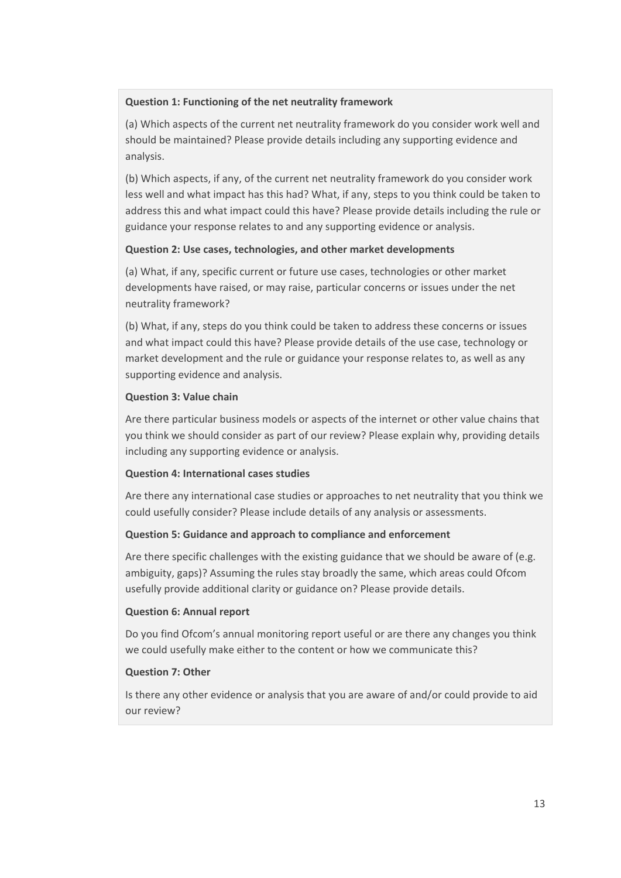**Question 1: Functioning of the net neutrality framework**

(a) Which aspects of the current net neutrality framework do you consider work well and should be maintained? Please provide details including any supporting evidence and analysis.

(b) Which aspects, if any, of the current net neutrality framework do you consider work less well and what impact has this had? What, if any, steps to you think could be taken to address this and what impact could this have? Please provide details including the rule or guidance your response relates to and any supporting evidence or analysis.

**Question 2: Use cases, technologies, and other market developments**

(a) What, if any, specific current or future use cases, technologies or other market developments have raised, or may raise, particular concerns or issues under the net neutrality framework?

(b) What, if any, steps do you think could be taken to address these concerns or issues and what impact could this have? Please provide details of the use case, technology or market development and the rule or guidance your response relates to, as well as any supporting evidence and analysis.

**Question 3: Value chain**

Are there particular business models or aspects of the internet or other value chains that you think we should consider as part of our review? Please explain why, providing details including any supporting evidence or analysis.

**Question 4: International cases studies**

Are there any international case studies or approaches to net neutrality that you think we could usefully consider? Please include details of any analysis or assessments.

**Question 5: Guidance and approach to compliance and enforcement**

Are there specific challenges with the existing guidance that we should be aware of (e.g. ambiguity, gaps)? Assuming the rules stay broadly the same, which areas could Ofcom usefully provide additional clarity or guidance on? Please provide details.

**Question 6: Annual report**

Do you find Ofcom's annual monitoring report useful or are there any changes you think we could usefully make either to the content or how we communicate this?

**Question 7: Other**

Is there any other evidence or analysis that you are aware of and/or could provide to aid our review?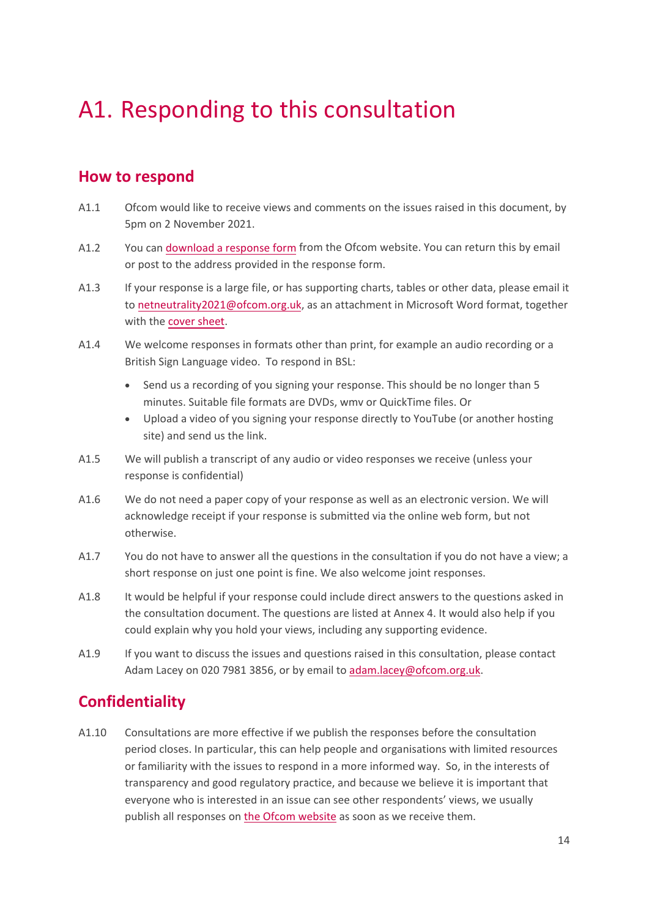# A1. Responding to this consultation

## How to respond

A1.1 Ofcom would like to receive views and comments on the issues raised in this document, by 5pm on 2 November 2021.

A1.2 You can download a response form from the Ofcom website. You can return this by email or post to the address provided in the response form.

A1.3 If your response is a large file, or has supporting charts, tables or other data, please email it to netneutrality2021@ofcom.org.uk, as an attachment in Microsoft Word format, together with the cover sheet.

A1.4 We welcome responses in formats other than print, for example an audio recording or a British Sign Language video. To respond in BSL:

- Send us a recording of you signing your response. This should be no longer than 5 minutes. Suitable file formats are DVDs, wmv or QuickTime files. Or
- Upload a video of you signing your response directly to YouTube (or another hosting site) and send us the link.

A1.5 We will publish a transcript of any audio or video responses we receive (unless your response is confidential)

A1.6 We do not need a paper copy of your response as well as an electronic version. We will acknowledge receipt if your response is submitted via the online web form, but not otherwise.

A1.7 You do not have to answer all the questions in the consultation if you do not have a view; a short response on just one point is fine. We also welcome joint responses.

A1.8 It would be helpful if your response could include direct answers to the questions asked in the consultation document. The questions are listed at Annex 4. It would also help if you could explain why you hold your views, including any supporting evidence.

A1.9 If you want to discuss the issues and questions raised in this consultation, please contact Adam Lacey on 020 7981 3856, or by email to adam.lacey@ofcom.org.uk.

## Confidentiality

A1.10 Consultations are more effective if we publish the responses before the consultation period closes. In particular, this can help people and organisations with limited resources or familiarity with the issues to respond in a more informed way. So, in the interests of transparency and good regulatory practice, and because we believe it is important that everyone who is interested in an issue can see other respondents' views, we usually publish all responses on the Ofcom website as soon as we receive them.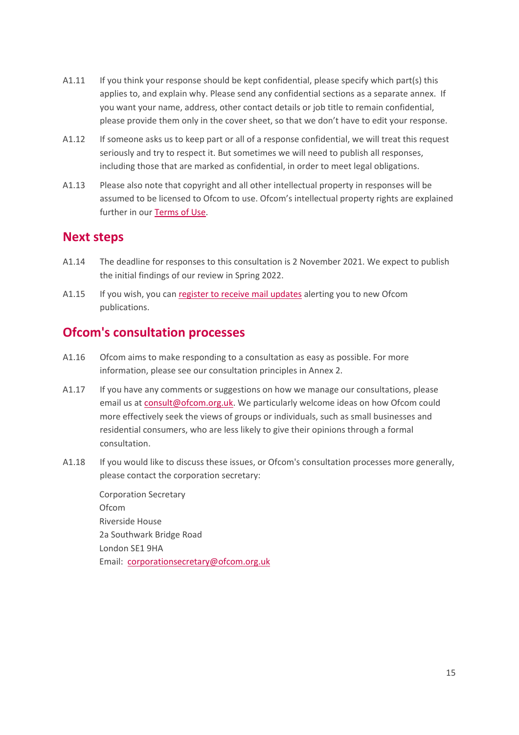A1.11 If you think your response should be kept confidential, please specify which part(s) this applies to, and explain why. Please send any confidential sections as a separate annex. If you want your name, address, other contact details or job title to remain confidential, please provide them only in the cover sheet, so that we don't have to edit your response.

A1.12 If someone asks us to keep part or all of a response confidential, we will treat this request seriously and try to respect it. But sometimes we will need to publish all responses, including those that are marked as confidential, in order to meet legal obligations.

A1.13 Please also note that copyright and all other intellectual property in responses will be assumed to be licensed to Ofcom to use. Ofcom's intellectual property rights are explained further in our Terms of Use.

## Next steps

A1.14 The deadline for responses to this consultation is 2 November 2021. We expect to publish the initial findings of our review in Spring 2022.

A1.15 If you wish, you can register to receive mail updates alerting you to new Ofcom publications.

## Ofcom's consultation processes

A1.16 Ofcom aims to make responding to a consultation as easy as possible. For more information, please see our consultation principles in Annex 2.

A1.17 If you have any comments or suggestions on how we manage our consultations, please email us at consult@ofcom.org.uk. We particularly welcome ideas on how Ofcom could more effectively seek the views of groups or individuals, such as small businesses and residential consumers, who are less likely to give their opinions through a formal consultation.

A1.18 If you would like to discuss these issues, or Ofcom's consultation processes more generally, please contact the corporation secretary:

Corporation Secretary
Ofcom
Riverside House
2a Southwark Bridge Road
London SE1 9HA
Email: corporationsecretary@ofcom.org.uk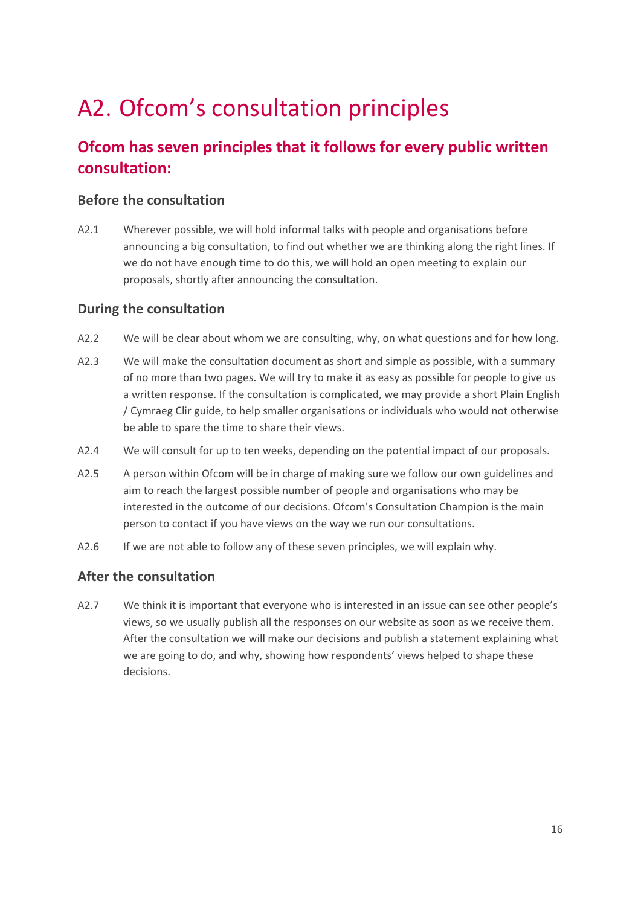# A2. Ofcom's consultation principles

## Ofcom has seven principles that it follows for every public written consultation:

### Before the consultation

A2.1 Wherever possible, we will hold informal talks with people and organisations before announcing a big consultation, to find out whether we are thinking along the right lines. If we do not have enough time to do this, we will hold an open meeting to explain our proposals, shortly after announcing the consultation.

### During the consultation

A2.2 We will be clear about whom we are consulting, why, on what questions and for how long.

A2.3 We will make the consultation document as short and simple as possible, with a summary of no more than two pages. We will try to make it as easy as possible for people to give us a written response. If the consultation is complicated, we may provide a short Plain English / Cymraeg Clir guide, to help smaller organisations or individuals who would not otherwise be able to spare the time to share their views.

A2.4 We will consult for up to ten weeks, depending on the potential impact of our proposals.

A2.5 A person within Ofcom will be in charge of making sure we follow our own guidelines and aim to reach the largest possible number of people and organisations who may be interested in the outcome of our decisions. Ofcom's Consultation Champion is the main person to contact if you have views on the way we run our consultations.

A2.6 If we are not able to follow any of these seven principles, we will explain why.

### After the consultation

A2.7 We think it is important that everyone who is interested in an issue can see other people's views, so we usually publish all the responses on our website as soon as we receive them. After the consultation we will make our decisions and publish a statement explaining what we are going to do, and why, showing how respondents' views helped to shape these decisions.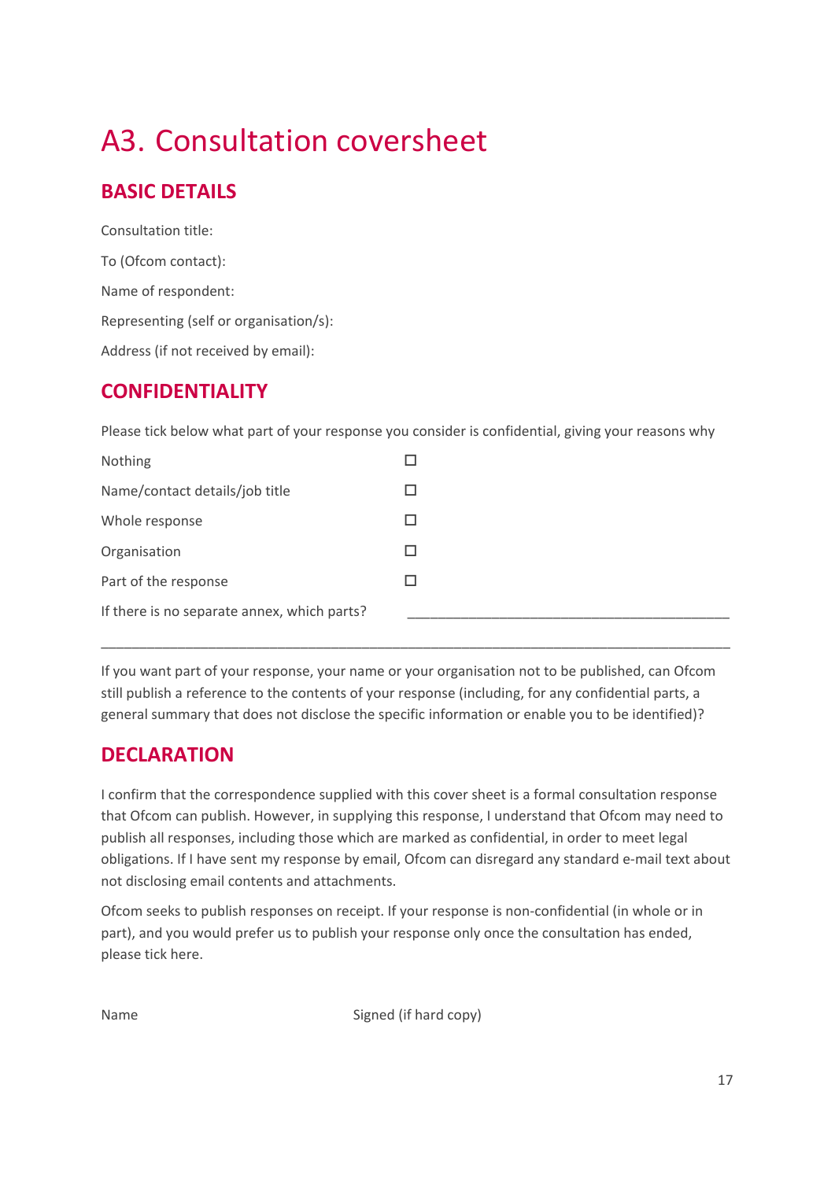# A3. Consultation coversheet

## BASIC DETAILS

Consultation title:

To (Ofcom contact):

Name of respondent:

Representing (self or organisation/s):

Address (if not received by email):

## CONFIDENTIALITY

Please tick below what part of your response you consider is confidential, giving your reasons why

Nothing ☐

Name/contact details/job title ☐

Whole response ☐

Organisation ☐

Part of the response ☐

If there is no separate annex, which parts? ____________________________________________

_____________________________________________________________________________________

If you want part of your response, your name or your organisation not to be published, can Ofcom still publish a reference to the contents of your response (including, for any confidential parts, a general summary that does not disclose the specific information or enable you to be identified)?

## DECLARATION

I confirm that the correspondence supplied with this cover sheet is a formal consultation response that Ofcom can publish. However, in supplying this response, I understand that Ofcom may need to publish all responses, including those which are marked as confidential, in order to meet legal obligations. If I have sent my response by email, Ofcom can disregard any standard e-mail text about not disclosing email contents and attachments.

Ofcom seeks to publish responses on receipt. If your response is non-confidential (in whole or in part), and you would prefer us to publish your response only once the consultation has ended, please tick here.

Name Signed (if hard copy)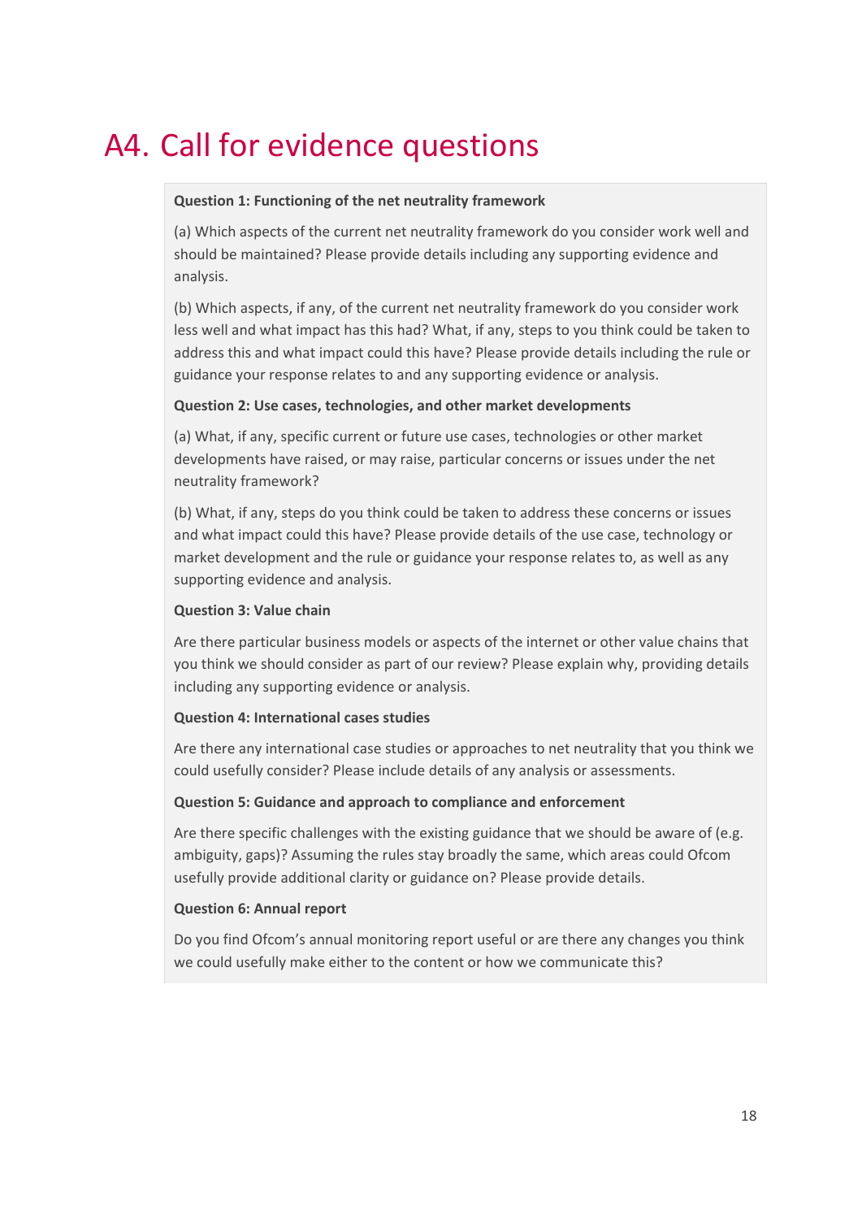# A4. Call for evidence questions

**Question 1: Functioning of the net neutrality framework**

(a) Which aspects of the current net neutrality framework do you consider work well and should be maintained? Please provide details including any supporting evidence and analysis.

(b) Which aspects, if any, of the current net neutrality framework do you consider work less well and what impact has this had? What, if any, steps to you think could be taken to address this and what impact could this have? Please provide details including the rule or guidance your response relates to and any supporting evidence or analysis.

**Question 2: Use cases, technologies, and other market developments**

(a) What, if any, specific current or future use cases, technologies or other market developments have raised, or may raise, particular concerns or issues under the net neutrality framework?

(b) What, if any, steps do you think could be taken to address these concerns or issues and what impact could this have? Please provide details of the use case, technology or market development and the rule or guidance your response relates to, as well as any supporting evidence and analysis.

**Question 3: Value chain**

Are there particular business models or aspects of the internet or other value chains that you think we should consider as part of our review? Please explain why, providing details including any supporting evidence or analysis.

**Question 4: International cases studies**

Are there any international case studies or approaches to net neutrality that you think we could usefully consider? Please include details of any analysis or assessments.

**Question 5: Guidance and approach to compliance and enforcement**

Are there specific challenges with the existing guidance that we should be aware of (e.g. ambiguity, gaps)? Assuming the rules stay broadly the same, which areas could Ofcom usefully provide additional clarity or guidance on? Please provide details.

**Question 6: Annual report**

Do you find Ofcom's annual monitoring report useful or are there any changes you think we could usefully make either to the content or how we communicate this?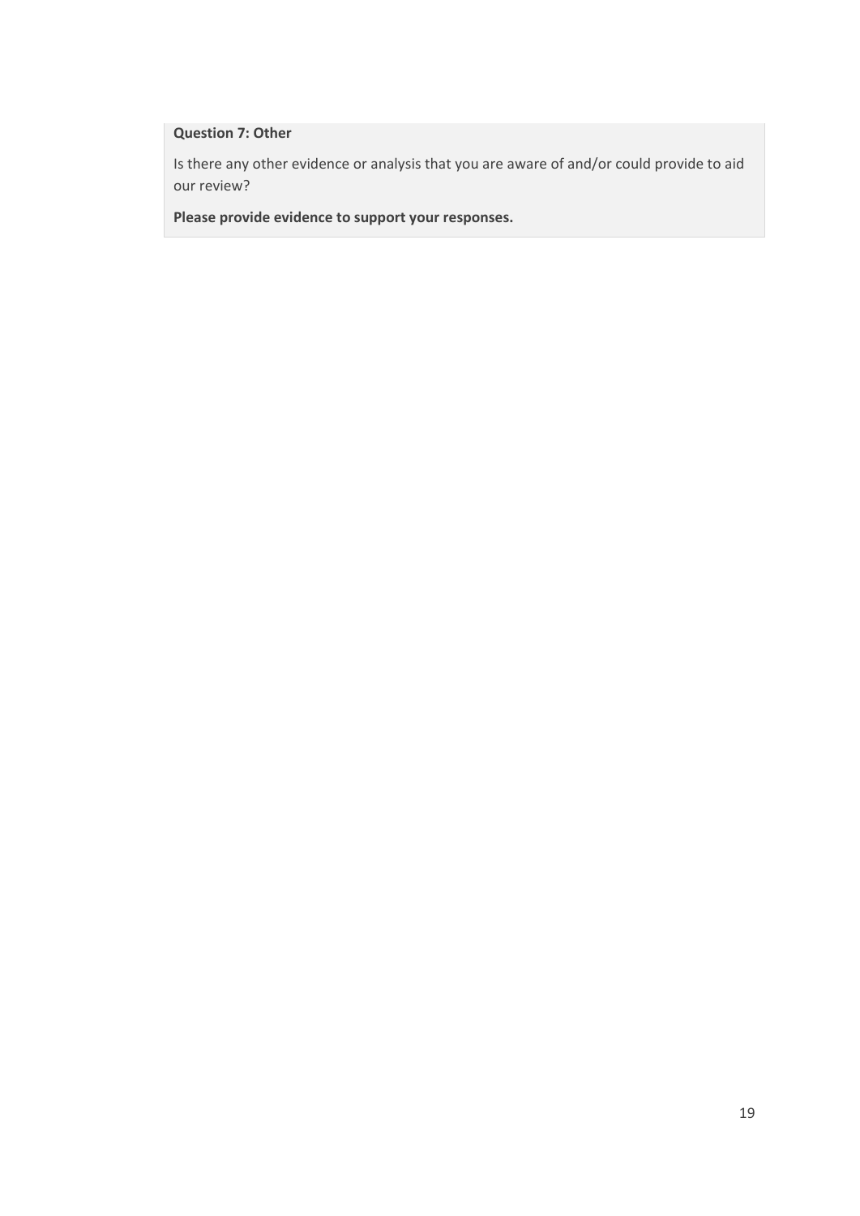**Question 7: Other**

Is there any other evidence or analysis that you are aware of and/or could provide to aid our review?

**Please provide evidence to support your responses.**